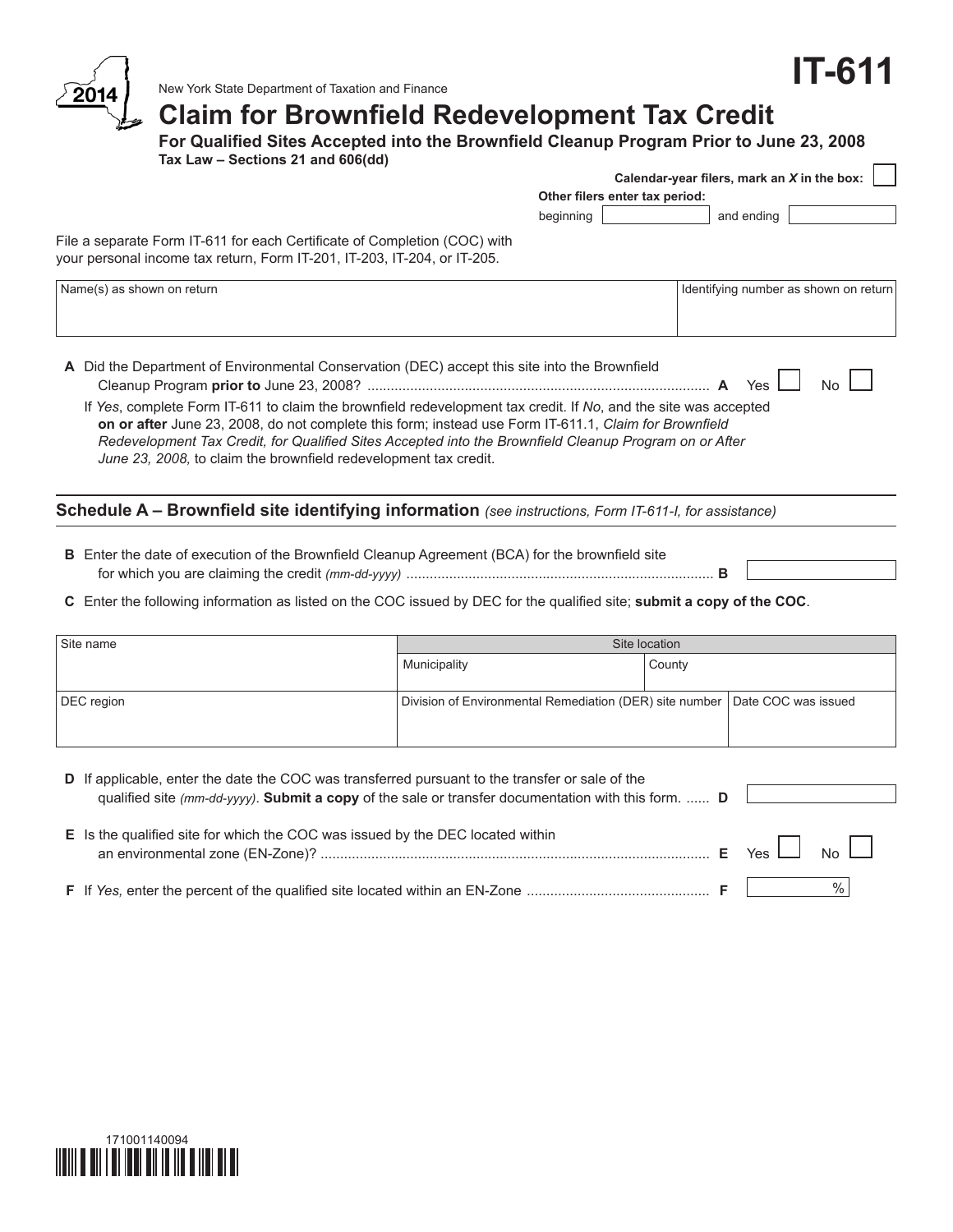2014

New York State Department of Taxation and Finance

# IT-611

## Claim for Brownfield Redevelopment Tax Credit

**For Qualified Sites Accepted into the Brownfield Cleanup Program Prior to June 23, 2008**

**Tax Law – Sections 21 and 606(dd)**

**Calendar-year filers, mark an *X* in the box:** ☐

**Other filers enter tax period:**

beginning ____________ and ending ____________

File a separate Form IT-611 for each Certificate of Completion (COC) with your personal income tax return, Form IT-201, IT-203, IT-204, or IT-205.

| Name(s) as shown on return | Identifying number as shown on return |
|---|---|
| | |

**A** Did the Department of Environmental Conservation (DEC) accept this site into the Brownfield Cleanup Program **prior to** June 23, 2008? .......... **A** Yes ☐ No ☐

If *Yes*, complete Form IT-611 to claim the brownfield redevelopment tax credit. If *No*, and the site was accepted **on or after** June 23, 2008, do not complete this form; instead use Form IT-611.1, *Claim for Brownfield Redevelopment Tax Credit, for Qualified Sites Accepted into the Brownfield Cleanup Program on or After June 23, 2008,* to claim the brownfield redevelopment tax credit.

## Schedule A – Brownfield site identifying information *(see instructions, Form IT-611-I, for assistance)*

**B** Enter the date of execution of the Brownfield Cleanup Agreement (BCA) for the brownfield site for which you are claiming the credit *(mm-dd-yyyy)* .......... **B** ____________

**C** Enter the following information as listed on the COC issued by DEC for the qualified site; **submit a copy of the COC**.

| Site name | Site location | |
|---|---|---|
| | Municipality | County |
| DEC region | Division of Environmental Remediation (DER) site number | Date COC was issued |
| | | |

**D** If applicable, enter the date the COC was transferred pursuant to the transfer or sale of the qualified site *(mm-dd-yyyy)*. **Submit a copy** of the sale or transfer documentation with this form. ...... **D** ____________

**E** Is the qualified site for which the COC was issued by the DEC located within an environmental zone (EN-Zone)? .......... **E** Yes ☐ No ☐

**F** If *Yes,* enter the percent of the qualified site located within an EN-Zone .......... **F** ______ %

171001140094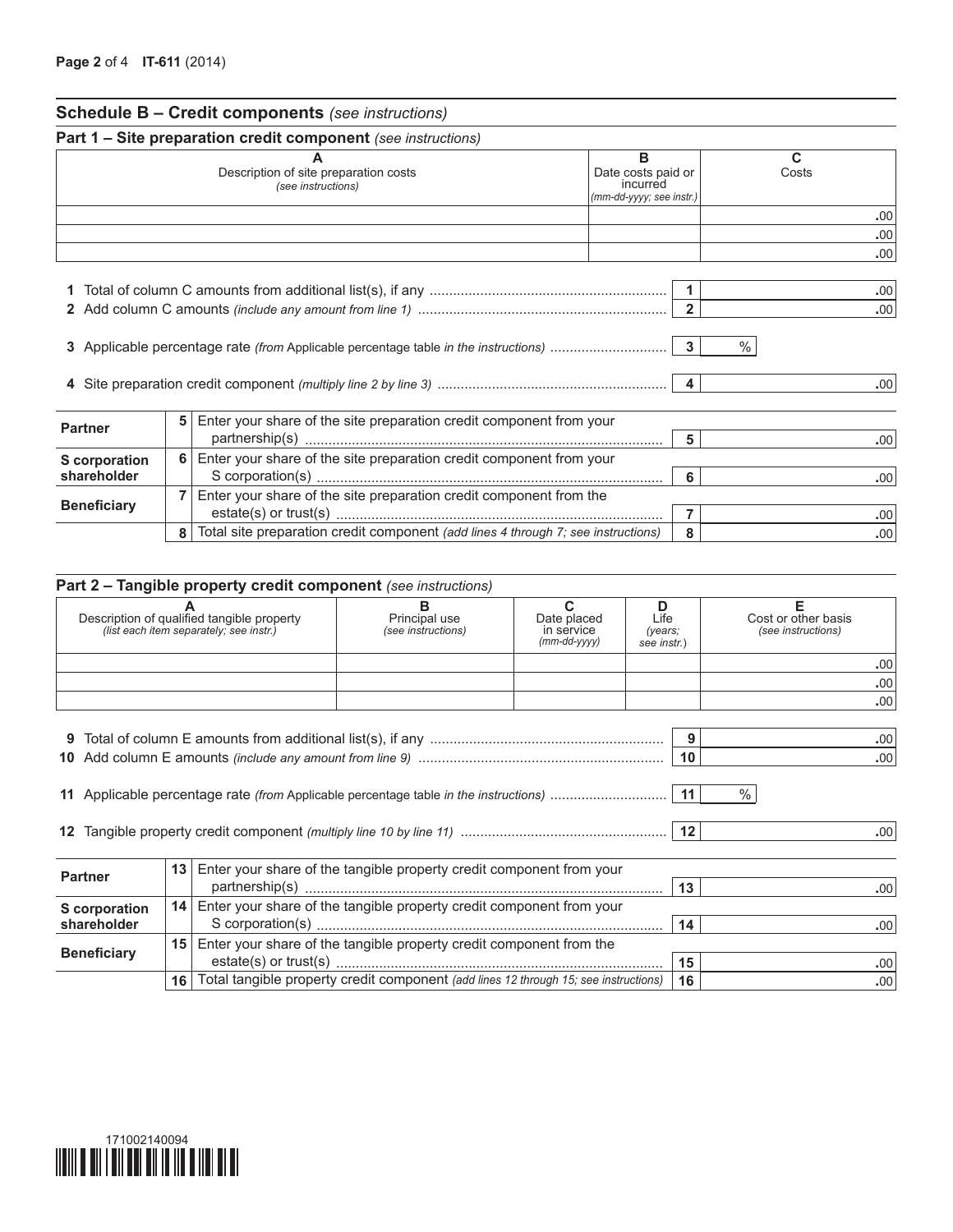## Schedule B – Credit components *(see instructions)*

### Part 1 – Site preparation credit component *(see instructions)*

| A<br>Description of site preparation costs *(see instructions)* | B<br>Date costs paid or incurred *(mm-dd-yyyy; see instr.)* | C<br>Costs |
|---|---|---|
| | | .00 |
| | | .00 |
| | | .00 |

| | | | |
|---|---|---|---|
| 1 | Total of column C amounts from additional list(s), if any | 1 | .00 |
| 2 | Add column C amounts *(include any amount from line 1)* | 2 | .00 |
| 3 | Applicable percentage rate *(from* Applicable percentage table *in the instructions)* | 3 | % |
| 4 | Site preparation credit component *(multiply line 2 by line 3)* | 4 | .00 |

| | | | | |
|---|---|---|---|---|
| Partner | 5 | Enter your share of the site preparation credit component from your partnership(s) | 5 | .00 |
| S corporation shareholder | 6 | Enter your share of the site preparation credit component from your S corporation(s) | 6 | .00 |
| Beneficiary | 7 | Enter your share of the site preparation credit component from the estate(s) or trust(s) | 7 | .00 |
| | 8 | Total site preparation credit component *(add lines 4 through 7; see instructions)* | 8 | .00 |

### Part 2 – Tangible property credit component *(see instructions)*

| A<br>Description of qualified tangible property *(list each item separately; see instr.)* | B<br>Principal use *(see instructions)* | C<br>Date placed in service *(mm-dd-yyyy)* | D<br>Life *(years; see instr.)* | E<br>Cost or other basis *(see instructions)* |
|---|---|---|---|---|
| | | | | .00 |
| | | | | .00 |
| | | | | .00 |

| | | | |
|---|---|---|---|
| 9 | Total of column E amounts from additional list(s), if any | 9 | .00 |
| 10 | Add column E amounts *(include any amount from line 9)* | 10 | .00 |
| 11 | Applicable percentage rate *(from* Applicable percentage table *in the instructions)* | 11 | % |
| 12 | Tangible property credit component *(multiply line 10 by line 11)* | 12 | .00 |

| | | | | |
|---|---|---|---|---|
| Partner | 13 | Enter your share of the tangible property credit component from your partnership(s) | 13 | .00 |
| S corporation shareholder | 14 | Enter your share of the tangible property credit component from your S corporation(s) | 14 | .00 |
| Beneficiary | 15 | Enter your share of the tangible property credit component from the estate(s) or trust(s) | 15 | .00 |
| | 16 | Total tangible property credit component *(add lines 12 through 15; see instructions)* | 16 | .00 |

171002140094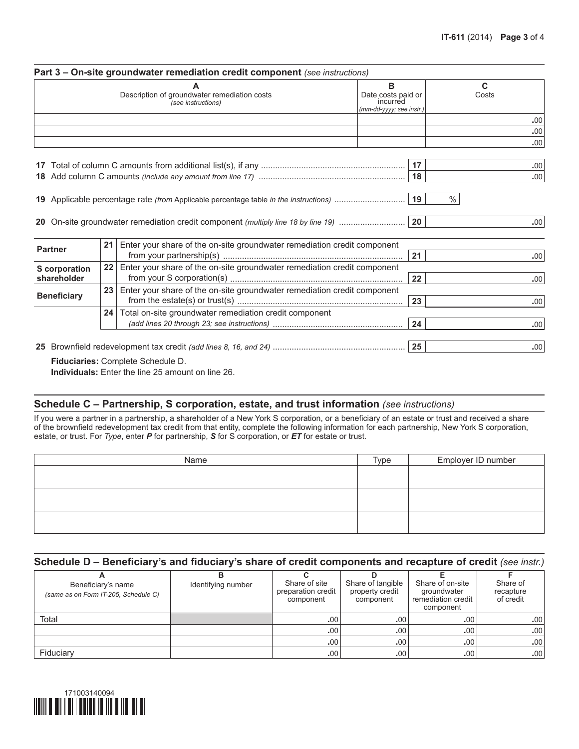## Part 3 – On-site groundwater remediation credit component *(see instructions)*

| A<br>Description of groundwater remediation costs<br>*(see instructions)* | B<br>Date costs paid or incurred<br>*(mm-dd-yyyy; see instr.)* | C<br>Costs |
|---|---|---|
| | | .00 |
| | | .00 |
| | | .00 |

| | | | |
|---|---|---|---|
| **17** | Total of column C amounts from additional list(s), if any | 17 | .00 |
| **18** | Add column C amounts *(include any amount from line 17)* | 18 | .00 |
| **19** | Applicable percentage rate *(from* Applicable percentage table *in the instructions)* | 19 | % |
| **20** | On-site groundwater remediation credit component *(multiply line 18 by line 19)* | 20 | .00 |

| | | | | |
|---|---|---|---|---|
| **Partner** | 21 | Enter your share of the on-site groundwater remediation credit component from your partnership(s) | 21 | .00 |
| **S corporation shareholder** | 22 | Enter your share of the on-site groundwater remediation credit component from your S corporation(s) | 22 | .00 |
| **Beneficiary** | 23 | Enter your share of the on-site groundwater remediation credit component from the estate(s) or trust(s) | 23 | .00 |
| | 24 | Total on-site groundwater remediation credit component *(add lines 20 through 23; see instructions)* | 24 | .00 |

| | | | |
|---|---|---|---|
| **25** | Brownfield redevelopment tax credit *(add lines 8, 16, and 24)* | 25 | .00 |

**Fiduciaries:** Complete Schedule D.
**Individuals:** Enter the line 25 amount on line 26.

## Schedule C – Partnership, S corporation, estate, and trust information *(see instructions)*

If you were a partner in a partnership, a shareholder of a New York S corporation, or a beneficiary of an estate or trust and received a share of the brownfield redevelopment tax credit from that entity, complete the following information for each partnership, New York S corporation, estate, or trust. For *Type*, enter ***P*** for partnership, ***S*** for S corporation, or ***ET*** for estate or trust.

| Name | Type | Employer ID number |
|---|---|---|
| | | |
| | | |
| | | |

## Schedule D – Beneficiary's and fiduciary's share of credit components and recapture of credit *(see instr.)*

| A<br>Beneficiary's name<br>*(same as on Form IT-205, Schedule C)* | B<br>Identifying number | C<br>Share of site preparation credit component | D<br>Share of tangible property credit component | E<br>Share of on-site groundwater remediation credit component | F<br>Share of recapture of credit |
|---|---|---|---|---|---|
| Total | | .00 | .00 | .00 | .00 |
| | | .00 | .00 | .00 | .00 |
| | | .00 | .00 | .00 | .00 |
| Fiduciary | | .00 | .00 | .00 | .00 |

171003140094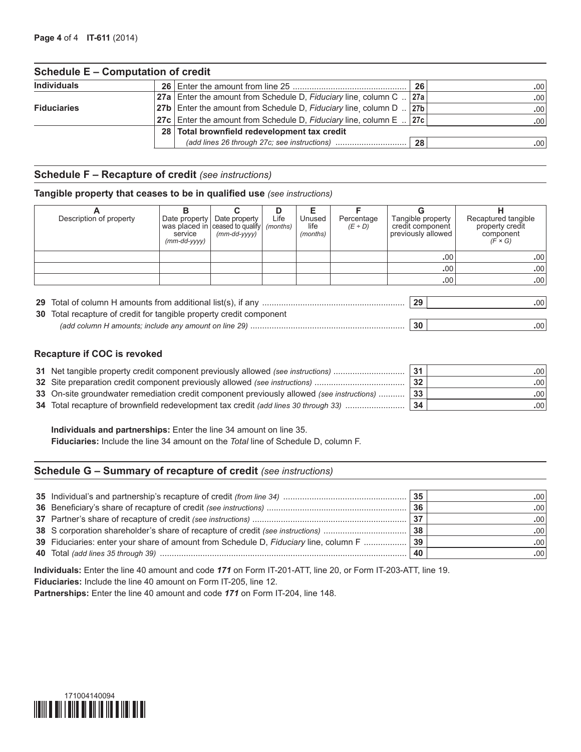## Schedule E – Computation of credit

| | | | | |
|---|---|---|---|---|
| **Individuals** | **26** | Enter the amount from line 25 | **26** | .00 |
| **Fiduciaries** | **27a** | Enter the amount from Schedule D, *Fiduciary* line, column C | **27a** | .00 |
| | **27b** | Enter the amount from Schedule D, *Fiduciary* line, column D | **27b** | .00 |
| | **27c** | Enter the amount from Schedule D, *Fiduciary* line, column E | **27c** | .00 |
| | **28** | **Total brownfield redevelopment tax credit** *(add lines 26 through 27c; see instructions)* | **28** | .00 |

## Schedule F – Recapture of credit *(see instructions)*

**Tangible property that ceases to be in qualified use** *(see instructions)*

| A<br>Description of property | B<br>Date property was placed in service *(mm-dd-yyyy)* | C<br>Date property ceased to qualify *(mm-dd-yyyy)* | D<br>Life *(months)* | E<br>Unused life *(months)* | F<br>Percentage *(E ÷ D)* | G<br>Tangible property credit component previously allowed | H<br>Recaptured tangible property credit component *(F × G)* |
|---|---|---|---|---|---|---|---|
| | | | | | | .00 | .00 |
| | | | | | | .00 | .00 |
| | | | | | | .00 | .00 |

| | | | |
|---|---|---|---|
| **29** | Total of column H amounts from additional list(s), if any | **29** | .00 |
| **30** | Total recapture of credit for tangible property credit component *(add column H amounts; include any amount on line 29)* | **30** | .00 |

**Recapture if COC is revoked**

| | | | |
|---|---|---|---|
| **31** | Net tangible property credit component previously allowed *(see instructions)* | **31** | .00 |
| **32** | Site preparation credit component previously allowed *(see instructions)* | **32** | .00 |
| **33** | On-site groundwater remediation credit component previously allowed *(see instructions)* | **33** | .00 |
| **34** | Total recapture of brownfield redevelopment tax credit *(add lines 30 through 33)* | **34** | .00 |

**Individuals and partnerships:** Enter the line 34 amount on line 35.
**Fiduciaries:** Include the line 34 amount on the *Total* line of Schedule D, column F.

## Schedule G – Summary of recapture of credit *(see instructions)*

| | | | |
|---|---|---|---|
| **35** | Individual's and partnership's recapture of credit *(from line 34)* | **35** | .00 |
| **36** | Beneficiary's share of recapture of credit *(see instructions)* | **36** | .00 |
| **37** | Partner's share of recapture of credit *(see instructions)* | **37** | .00 |
| **38** | S corporation shareholder's share of recapture of credit *(see instructions)* | **38** | .00 |
| **39** | Fiduciaries: enter your share of amount from Schedule D, *Fiduciary* line, column F | **39** | .00 |
| **40** | Total *(add lines 35 through 39)* | **40** | .00 |

**Individuals:** Enter the line 40 amount and code ***171*** on Form IT-201-ATT, line 20, or Form IT-203-ATT, line 19.
**Fiduciaries:** Include the line 40 amount on Form IT-205, line 12.
**Partnerships:** Enter the line 40 amount and code ***171*** on Form IT-204, line 148.

171004140094